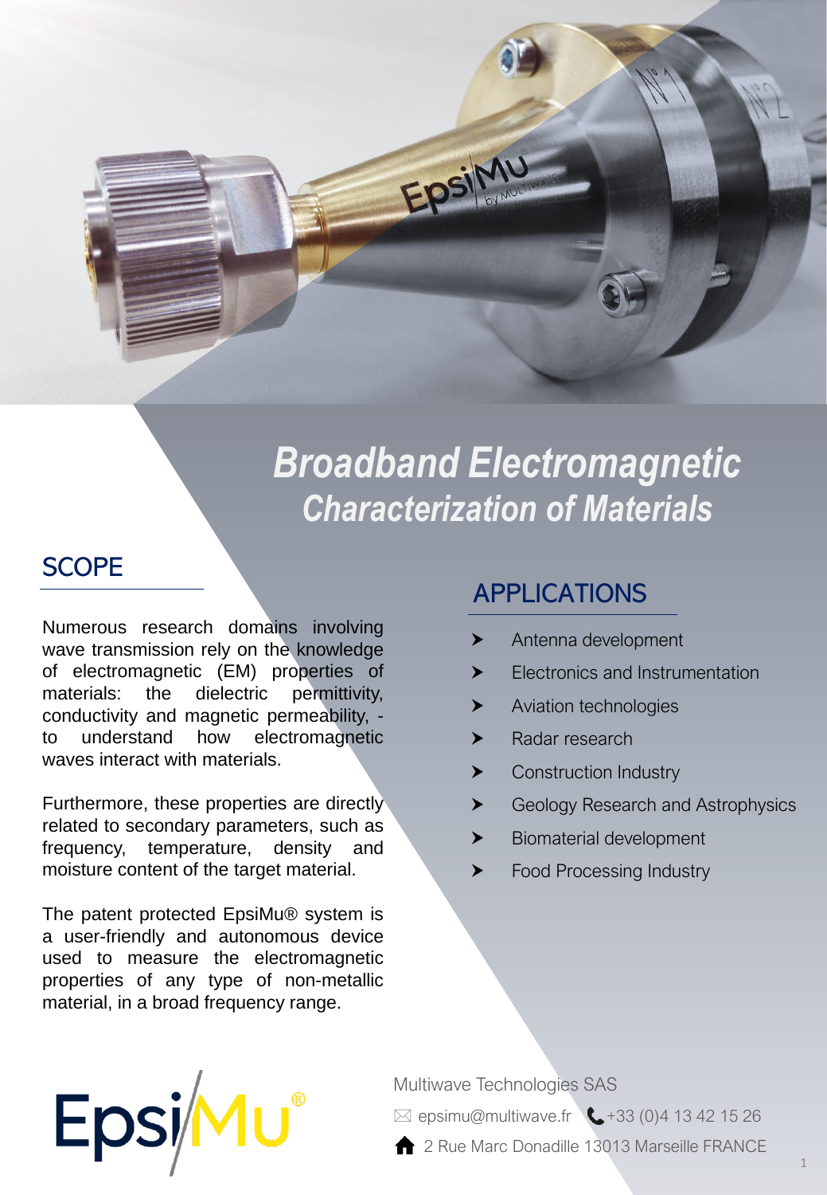# Broadband Electromagnetic Characterization of Materials

## SCOPE

Numerous research domains involving wave transmission rely on the knowledge of electromagnetic (EM) properties of materials: the dielectric permittivity, conductivity and magnetic permeability, - to understand how electromagnetic waves interact with materials.

Furthermore, these properties are directly related to secondary parameters, such as frequency, temperature, density and moisture content of the target material.

The patent protected EpsiMu® system is a user-friendly and autonomous device used to measure the electromagnetic properties of any type of non-metallic material, in a broad frequency range.

## APPLICATIONS

- Antenna development
- Electronics and Instrumentation
- Aviation technologies
- Radar research
- Construction Industry
- Geology Research and Astrophysics
- Biomaterial development
- Food Processing Industry

EpsiMu®

Multiwave Technologies SAS

epsimu@multiwave.fr +33 (0)4 13 42 15 26

2 Rue Marc Donadille 13013 Marseille FRANCE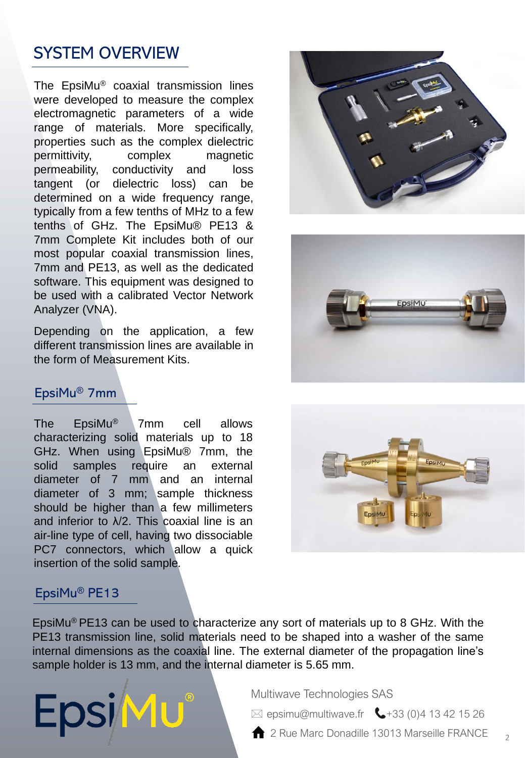# SYSTEM OVERVIEW

The EpsiMu® coaxial transmission lines were developed to measure the complex electromagnetic parameters of a wide range of materials. More specifically, properties such as the complex dielectric permittivity, complex magnetic permeability, conductivity and loss tangent (or dielectric loss) can be determined on a wide frequency range, typically from a few tenths of MHz to a few tenths of GHz. The EpsiMu® PE13 & 7mm Complete Kit includes both of our most popular coaxial transmission lines, 7mm and PE13, as well as the dedicated software. This equipment was designed to be used with a calibrated Vector Network Analyzer (VNA).

Depending on the application, a few different transmission lines are available in the form of Measurement Kits.

## EpsiMu® 7mm

The EpsiMu® 7mm cell allows characterizing solid materials up to 18 GHz. When using EpsiMu® 7mm, the solid samples require an external diameter of 7 mm and an internal diameter of 3 mm; sample thickness should be higher than a few millimeters and inferior to $\lambda/2$. This coaxial line is an air-line type of cell, having two dissociable PC7 connectors, which allow a quick insertion of the solid sample.

## EpsiMu® PE13

EpsiMu® PE13 can be used to characterize any sort of materials up to 8 GHz. With the PE13 transmission line, solid materials need to be shaped into a washer of the same internal dimensions as the coaxial line. The external diameter of the propagation line's sample holder is 13 mm, and the internal diameter is 5.65 mm.

EpsiMu®

Multiwave Technologies SAS

epsimu@multiwave.fr +33 (0)4 13 42 15 26

2 Rue Marc Donadille 13013 Marseille FRANCE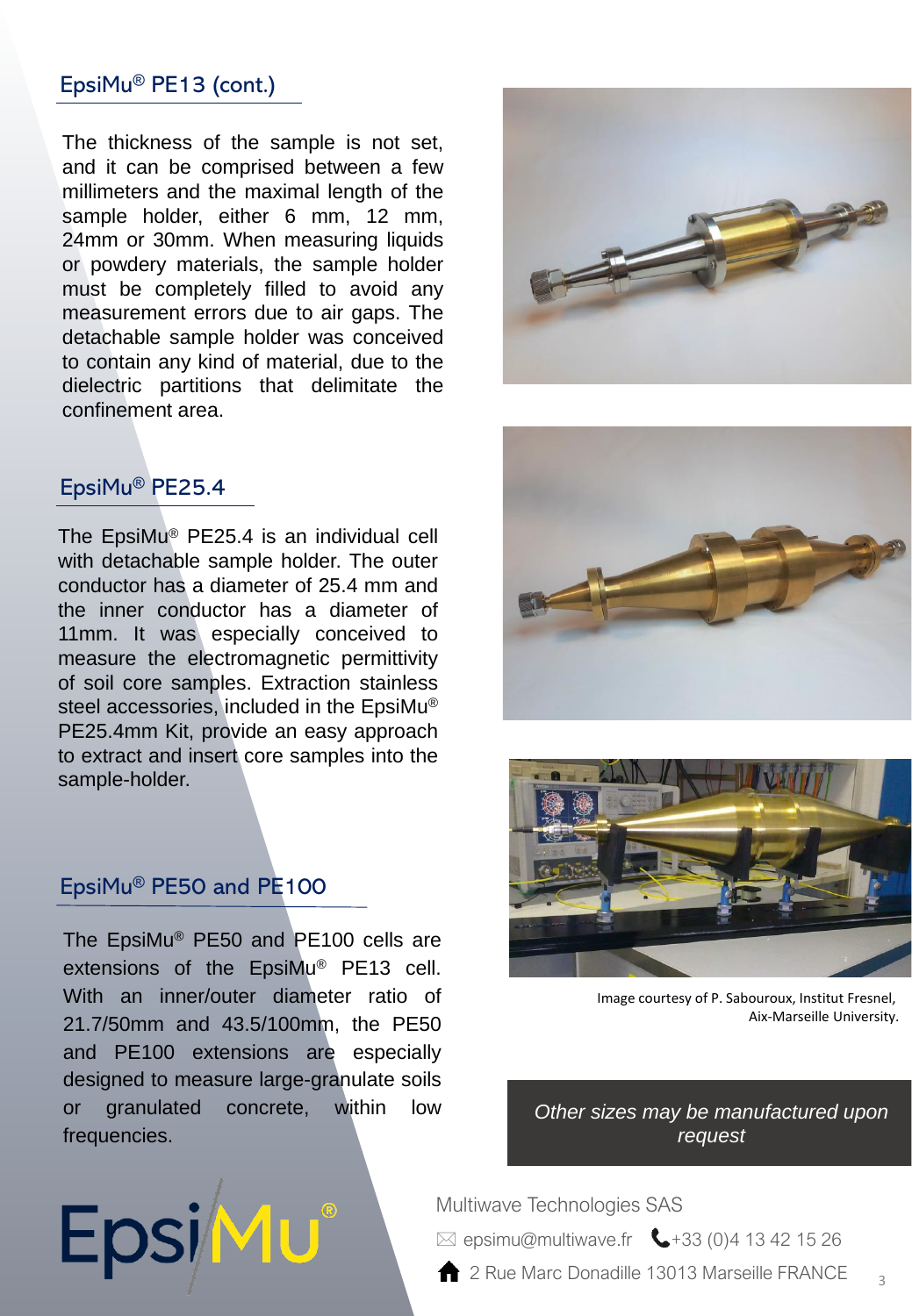## EpsiMu® PE13 (cont.)

The thickness of the sample is not set, and it can be comprised between a few millimeters and the maximal length of the sample holder, either 6 mm, 12 mm, 24mm or 30mm. When measuring liquids or powdery materials, the sample holder must be completely filled to avoid any measurement errors due to air gaps. The detachable sample holder was conceived to contain any kind of material, due to the dielectric partitions that delimitate the confinement area.

## EpsiMu® PE25.4

The EpsiMu® PE25.4 is an individual cell with detachable sample holder. The outer conductor has a diameter of 25.4 mm and the inner conductor has a diameter of 11mm. It was especially conceived to measure the electromagnetic permittivity of soil core samples. Extraction stainless steel accessories, included in the EpsiMu® PE25.4mm Kit, provide an easy approach to extract and insert core samples into the sample-holder.

## EpsiMu® PE50 and PE100

The EpsiMu® PE50 and PE100 cells are extensions of the EpsiMu® PE13 cell. With an inner/outer diameter ratio of 21.7/50mm and 43.5/100mm, the PE50 and PE100 extensions are especially designed to measure large-granulate soils or granulated concrete, within low frequencies.

Image courtesy of P. Sabouroux, Institut Fresnel, Aix-Marseille University.

*Other sizes may be manufactured upon request*

EpsiMu®

Multiwave Technologies SAS

epsimu@multiwave.fr +33 (0)4 13 42 15 26

2 Rue Marc Donadille 13013 Marseille FRANCE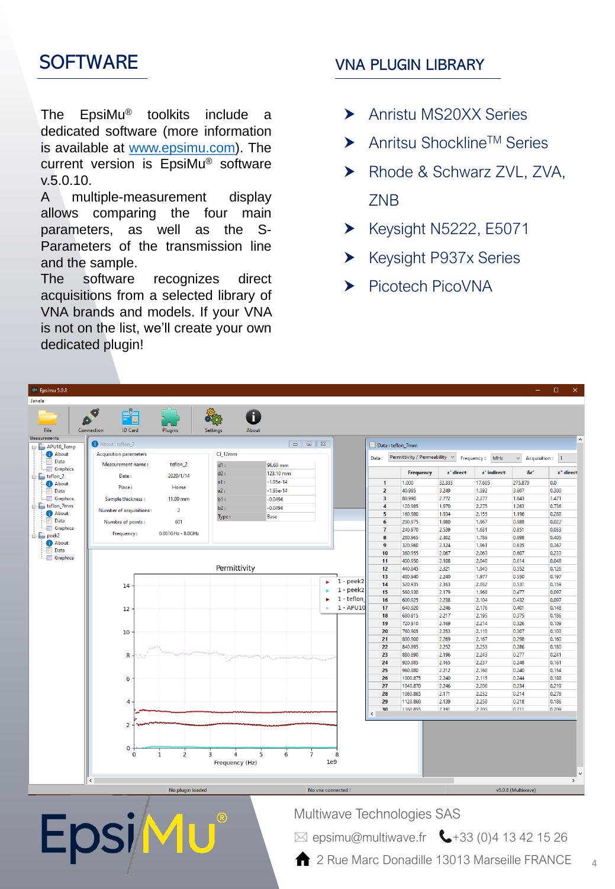## SOFTWARE

The EpsiMu® toolkits include a dedicated software (more information is available at [www.epsimu.com](http://www.epsimu.com)). The current version is EpsiMu® software v.5.0.10.

A multiple-measurement display allows comparing the four main parameters, as well as the S-Parameters of the transmission line and the sample.

The software recognizes direct acquisitions from a selected library of VNA brands and models. If your VNA is not on the list, we'll create your own dedicated plugin!

## VNA PLUGIN LIBRARY

- Anristu MS20XX Series
- Anritsu Shockline™ Series
- Rhode & Schwarz ZVL, ZVA, ZNB
- Keysight N5222, E5071
- Keysight P937x Series
- Picotech PicoVNA

EpsiMu®

Multiwave Technologies SAS

✉ epsimu@multiwave.fr  📞 +33 (0)4 13 42 15 26

2 Rue Marc Donadille 13013 Marseille FRANCE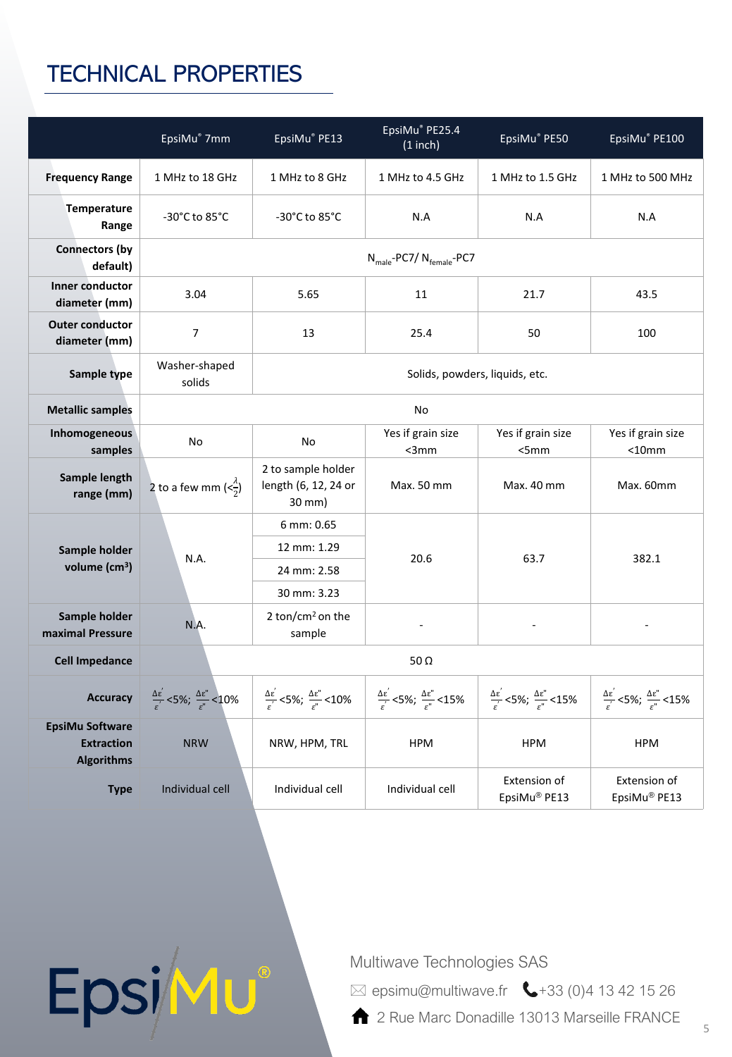# TECHNICAL PROPERTIES

| | EpsiMu® 7mm | EpsiMu® PE13 | EpsiMu® PE25.4 (1 inch) | EpsiMu® PE50 | EpsiMu® PE100 |
|---|---|---|---|---|---|
| **Frequency Range** | 1 MHz to 18 GHz | 1 MHz to 8 GHz | 1 MHz to 4.5 GHz | 1 MHz to 1.5 GHz | 1 MHz to 500 MHz |
| **Temperature Range** | -30°C to 85°C | -30°C to 85°C | N.A | N.A | N.A |
| **Connectors (by default)** | $N_{male}$-PC7/ $N_{female}$-PC7 | | | | |
| **Inner conductor diameter (mm)** | 3.04 | 5.65 | 11 | 21.7 | 43.5 |
| **Outer conductor diameter (mm)** | 7 | 13 | 25.4 | 50 | 100 |
| **Sample type** | Washer-shaped solids | Solids, powders, liquids, etc. | | | |
| **Metallic samples** | No | | | | |
| **Inhomogeneous samples** | No | No | Yes if grain size <3mm | Yes if grain size <5mm | Yes if grain size <10mm |
| **Sample length range (mm)** | 2 to a few mm ($<\frac{\lambda}{2}$) | 2 to sample holder length (6, 12, 24 or 30 mm) | Max. 50 mm | Max. 40 mm | Max. 60mm |
| **Sample holder volume (cm³)** | N.A. | 6 mm: 0.65<br>12 mm: 1.29<br>24 mm: 2.58<br>30 mm: 3.23 | 20.6 | 63.7 | 382.1 |
| **Sample holder maximal Pressure** | N.A. | 2 ton/cm² on the sample | - | - | - |
| **Cell Impedance** | 50 Ω | | | | |
| **Accuracy** | $\frac{\Delta\varepsilon'}{\varepsilon'}$<5%; $\frac{\Delta\varepsilon''}{\varepsilon''}$<10% | $\frac{\Delta\varepsilon'}{\varepsilon'}$<5%; $\frac{\Delta\varepsilon''}{\varepsilon''}$<10% | $\frac{\Delta\varepsilon'}{\varepsilon'}$<5%; $\frac{\Delta\varepsilon''}{\varepsilon''}$<15% | $\frac{\Delta\varepsilon'}{\varepsilon'}$<5%; $\frac{\Delta\varepsilon''}{\varepsilon''}$<15% | $\frac{\Delta\varepsilon'}{\varepsilon'}$<5%; $\frac{\Delta\varepsilon''}{\varepsilon''}$<15% |
| **EpsiMu Software Extraction Algorithms** | NRW | NRW, HPM, TRL | HPM | HPM | HPM |
| **Type** | Individual cell | Individual cell | Individual cell | Extension of EpsiMu® PE13 | Extension of EpsiMu® PE13 |

EpsiMu®

Multiwave Technologies SAS

✉ epsimu@multiwave.fr  📞 +33 (0)4 13 42 15 26

2 Rue Marc Donadille 13013 Marseille FRANCE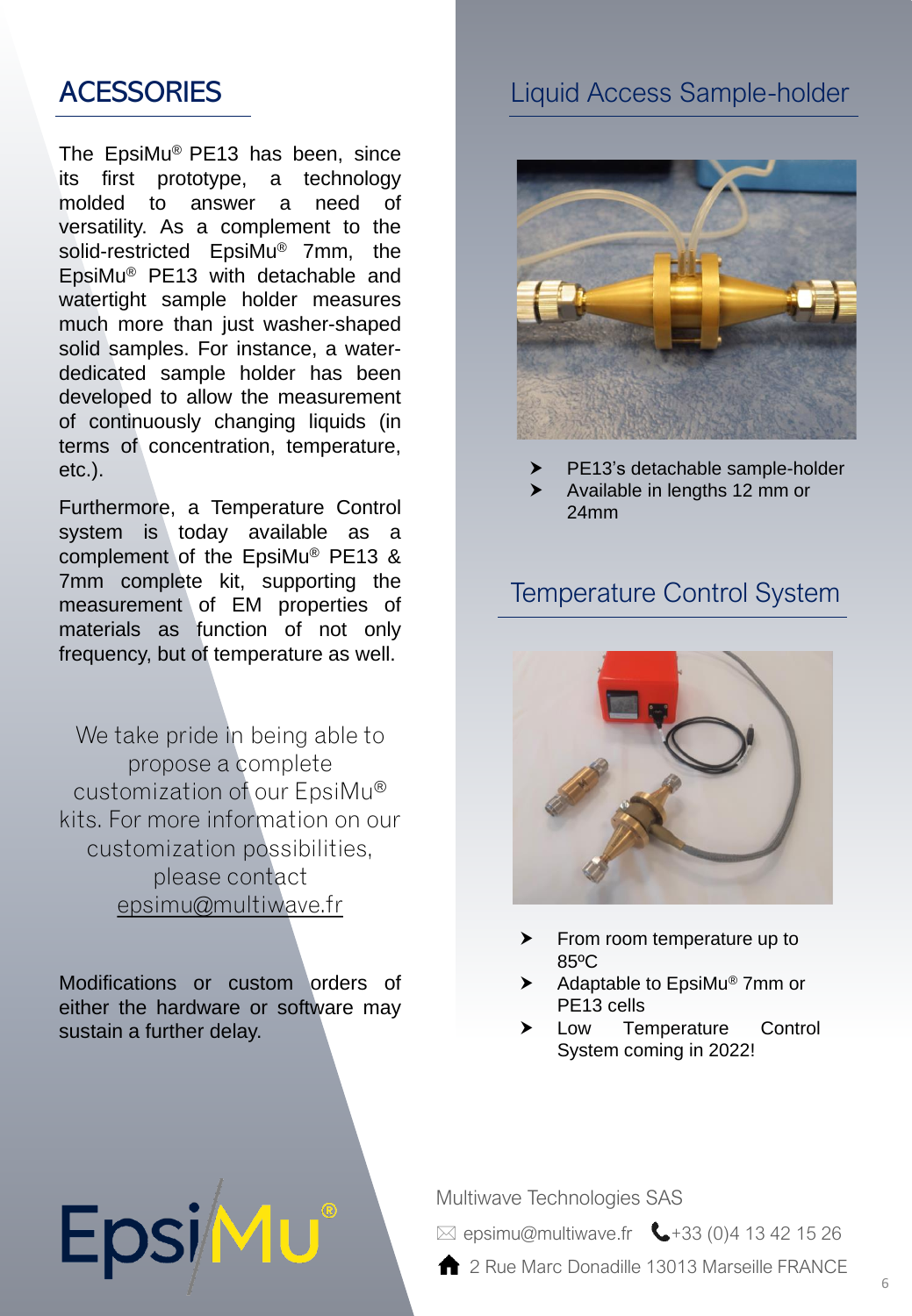## ACESSORIES

The EpsiMu® PE13 has been, since its first prototype, a technology molded to answer a need of versatility. As a complement to the solid-restricted EpsiMu® 7mm, the EpsiMu® PE13 with detachable and watertight sample holder measures much more than just washer-shaped solid samples. For instance, a water-dedicated sample holder has been developed to allow the measurement of continuously changing liquids (in terms of concentration, temperature, etc.).

Furthermore, a Temperature Control system is today available as a complement of the EpsiMu® PE13 & 7mm complete kit, supporting the measurement of EM properties of materials as function of not only frequency, but of temperature as well.

We take pride in being able to propose a complete customization of our EpsiMu® kits. For more information on our customization possibilities, please contact epsimu@multiwave.fr

Modifications or custom orders of either the hardware or software may sustain a further delay.

## Liquid Access Sample-holder

- PE13's detachable sample-holder
- Available in lengths 12 mm or 24mm

## Temperature Control System

- From room temperature up to 85ºC
- Adaptable to EpsiMu® 7mm or PE13 cells
- Low Temperature Control System coming in 2022!

EpsiMu®

Multiwave Technologies SAS

epsimu@multiwave.fr +33 (0)4 13 42 15 26

2 Rue Marc Donadille 13013 Marseille FRANCE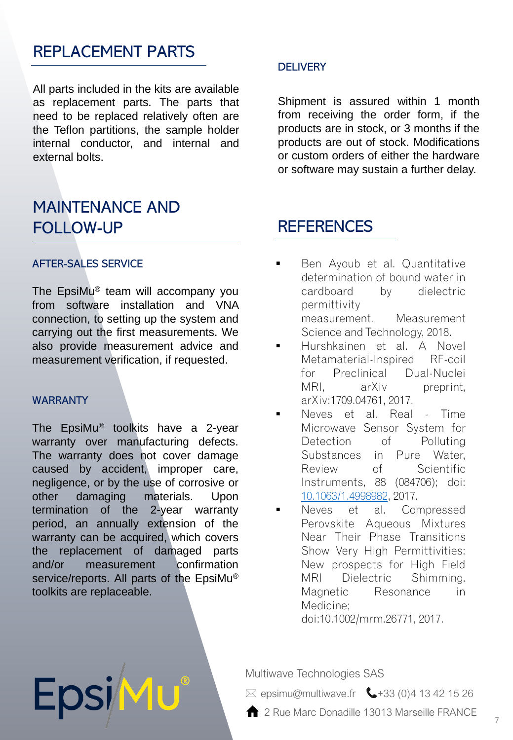## REPLACEMENT PARTS

All parts included in the kits are available as replacement parts. The parts that need to be replaced relatively often are the Teflon partitions, the sample holder internal conductor, and internal and external bolts.

## MAINTENANCE AND FOLLOW-UP

### AFTER-SALES SERVICE

The EpsiMu® team will accompany you from software installation and VNA connection, to setting up the system and carrying out the first measurements. We also provide measurement advice and measurement verification, if requested.

### WARRANTY

The EpsiMu® toolkits have a 2-year warranty over manufacturing defects. The warranty does not cover damage caused by accident, improper care, negligence, or by the use of corrosive or other damaging materials. Upon termination of the 2-year warranty period, an annually extension of the warranty can be acquired, which covers the replacement of damaged parts and/or measurement confirmation service/reports. All parts of the EpsiMu® toolkits are replaceable.

### DELIVERY

Shipment is assured within 1 month from receiving the order form, if the products are in stock, or 3 months if the products are out of stock. Modifications or custom orders of either the hardware or software may sustain a further delay.

## REFERENCES

- Ben Ayoub et al. Quantitative determination of bound water in cardboard by dielectric permittivity measurement. Measurement Science and Technology, 2018.
- Hurshkainen et al. A Novel Metamaterial-Inspired RF-coil for Preclinical Dual-Nuclei MRI, arXiv preprint, arXiv:1709.04761, 2017.
- Neves et al. Real - Time Microwave Sensor System for Detection of Polluting Substances in Pure Water, Review of Scientific Instruments, 88 (084706); doi: 10.1063/1.4998982, 2017.
- Neves et al. Compressed Perovskite Aqueous Mixtures Near Their Phase Transitions Show Very High Permittivities: New prospects for High Field MRI Dielectric Shimming. Magnetic Resonance in Medicine; doi:10.1002/mrm.26771, 2017.

EpsiMu®

Multiwave Technologies SAS

epsimu@multiwave.fr +33 (0)4 13 42 15 26

2 Rue Marc Donadille 13013 Marseille FRANCE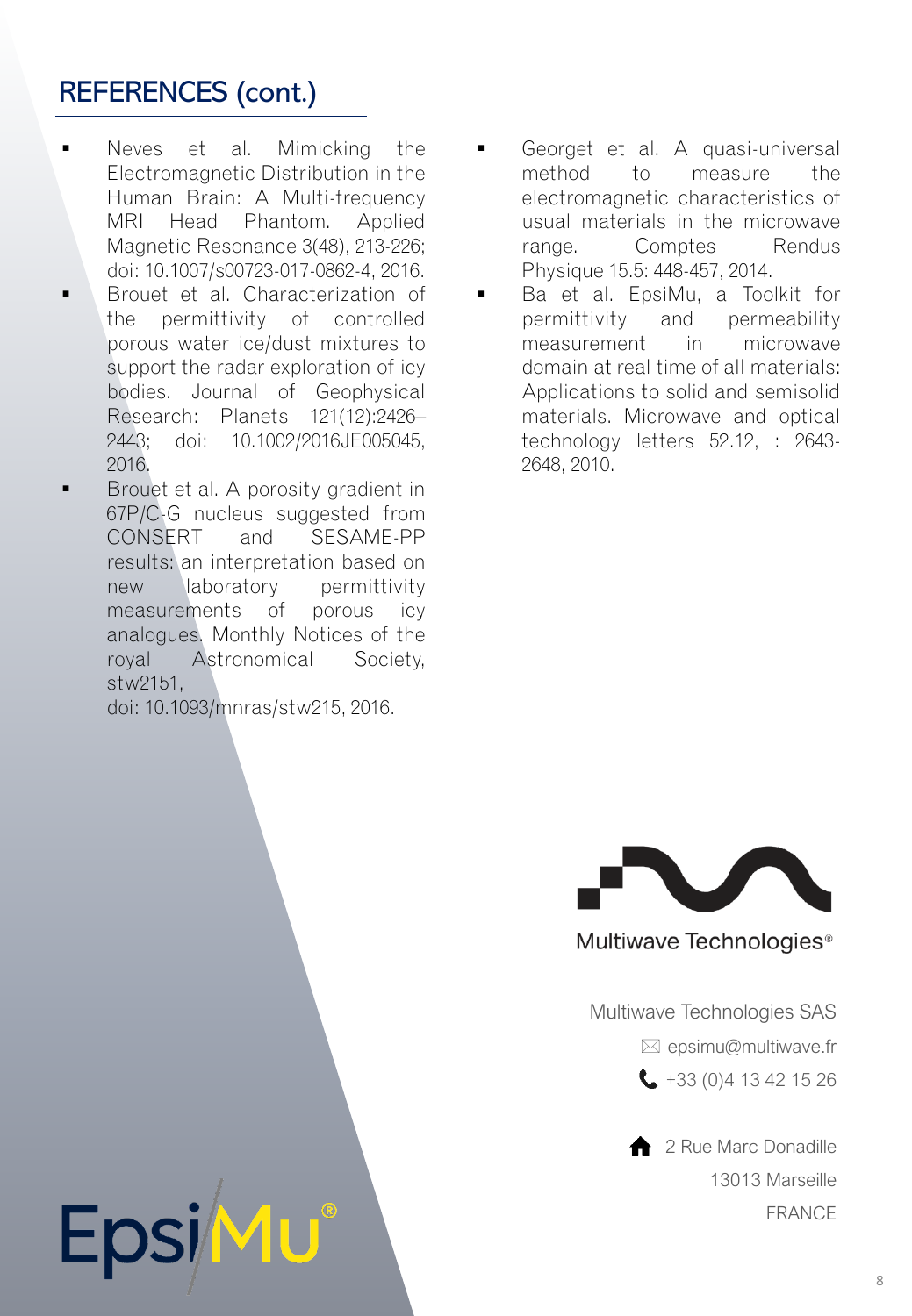## REFERENCES (cont.)

- Neves et al. Mimicking the Electromagnetic Distribution in the Human Brain: A Multi-frequency MRI Head Phantom. Applied Magnetic Resonance 3(48), 213-226; doi: 10.1007/s00723-017-0862-4, 2016.
- Brouet et al. Characterization of the permittivity of controlled porous water ice/dust mixtures to support the radar exploration of icy bodies. Journal of Geophysical Research: Planets 121(12):2426–2443; doi: 10.1002/2016JE005045, 2016.
- Brouet et al. A porosity gradient in 67P/C-G nucleus suggested from CONSERT and SESAME-PP results: an interpretation based on new laboratory permittivity measurements of porous icy analogues. Monthly Notices of the royal Astronomical Society, stw2151, doi: 10.1093/mnras/stw215, 2016.
- Georget et al. A quasi-universal method to measure the electromagnetic characteristics of usual materials in the microwave range. Comptes Rendus Physique 15.5: 448-457, 2014.
- Ba et al. EpsiMu, a Toolkit for permittivity and permeability measurement in microwave domain at real time of all materials: Applications to solid and semisolid materials. Microwave and optical technology letters 52.12, : 2643-2648, 2010.

Multiwave Technologies®

Multiwave Technologies SAS

epsimu@multiwave.fr

+33 (0)4 13 42 15 26

2 Rue Marc Donadille
13013 Marseille
FRANCE

EpsiMu®